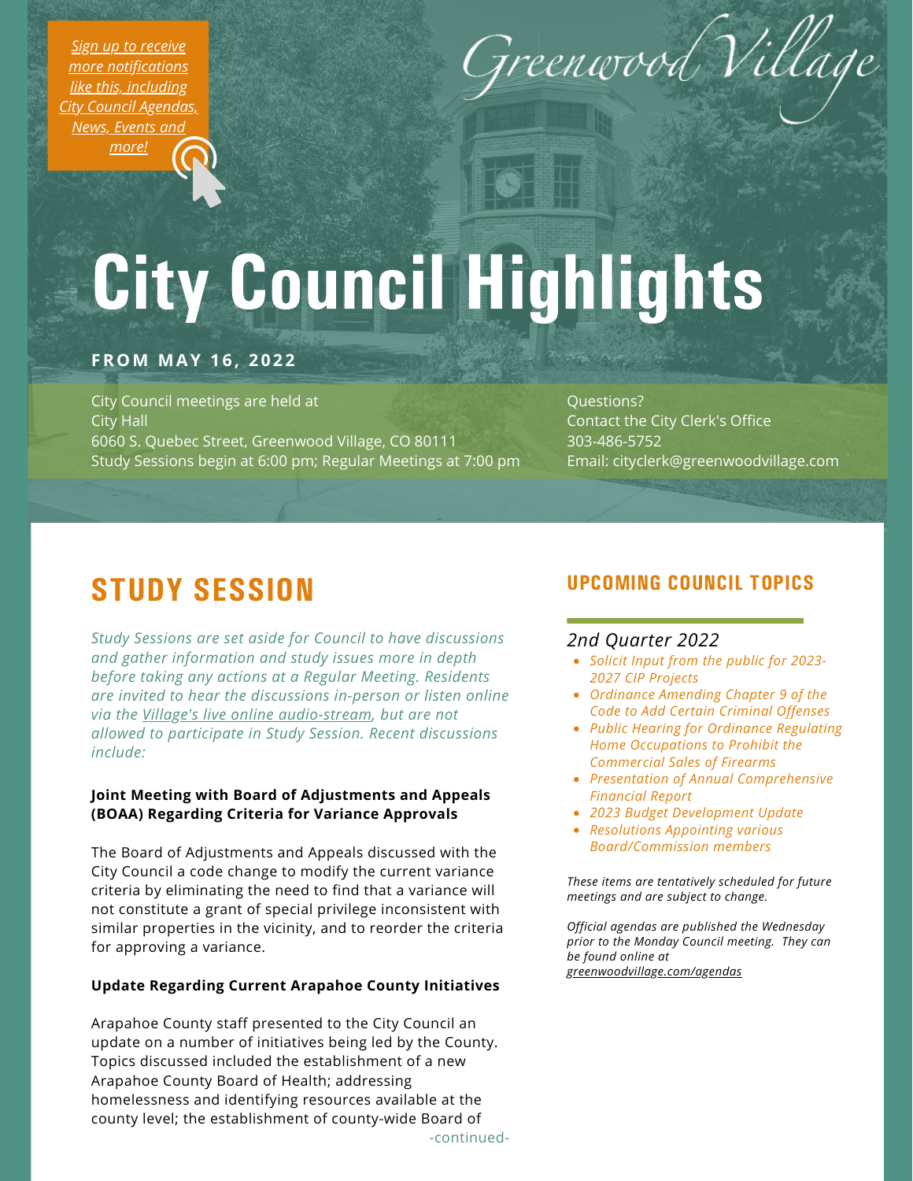*Sign up to receive more notifications like this, including City Council Agendas, News, Events and more!*

Greenwood Village

# City Council Highlights

**FROM MAY 16, 2022**

City Council meetings are held at
City Hall
6060 S. Quebec Street, Greenwood Village, CO 80111
Study Sessions begin at 6:00 pm; Regular Meetings at 7:00 pm

Questions?
Contact the City Clerk's Office
303-486-5752
Email: cityclerk@greenwoodvillage.com

## STUDY SESSION

*Study Sessions are set aside for Council to have discussions and gather information and study issues more in depth before taking any actions at a Regular Meeting. Residents are invited to hear the discussions in-person or listen online via the Village's live online audio-stream, but are not allowed to participate in Study Session. Recent discussions include:*

**Joint Meeting with Board of Adjustments and Appeals (BOAA) Regarding Criteria for Variance Approvals**

The Board of Adjustments and Appeals discussed with the City Council a code change to modify the current variance criteria by eliminating the need to find that a variance will not constitute a grant of special privilege inconsistent with similar properties in the vicinity, and to reorder the criteria for approving a variance.

**Update Regarding Current Arapahoe County Initiatives**

Arapahoe County staff presented to the City Council an update on a number of initiatives being led by the County. Topics discussed included the establishment of a new Arapahoe County Board of Health; addressing homelessness and identifying resources available at the county level; the establishment of county-wide Board of

-continued-

## UPCOMING COUNCIL TOPICS

### 2nd Quarter 2022

- *Solicit Input from the public for 2023-2027 CIP Projects*
- *Ordinance Amending Chapter 9 of the Code to Add Certain Criminal Offenses*
- *Public Hearing for Ordinance Regulating Home Occupations to Prohibit the Commercial Sales of Firearms*
- *Presentation of Annual Comprehensive Financial Report*
- *2023 Budget Development Update*
- *Resolutions Appointing various Board/Commission members*

*These items are tentatively scheduled for future meetings and are subject to change.*

*Official agendas are published the Wednesday prior to the Monday Council meeting. They can be found online at greenwoodvillage.com/agendas*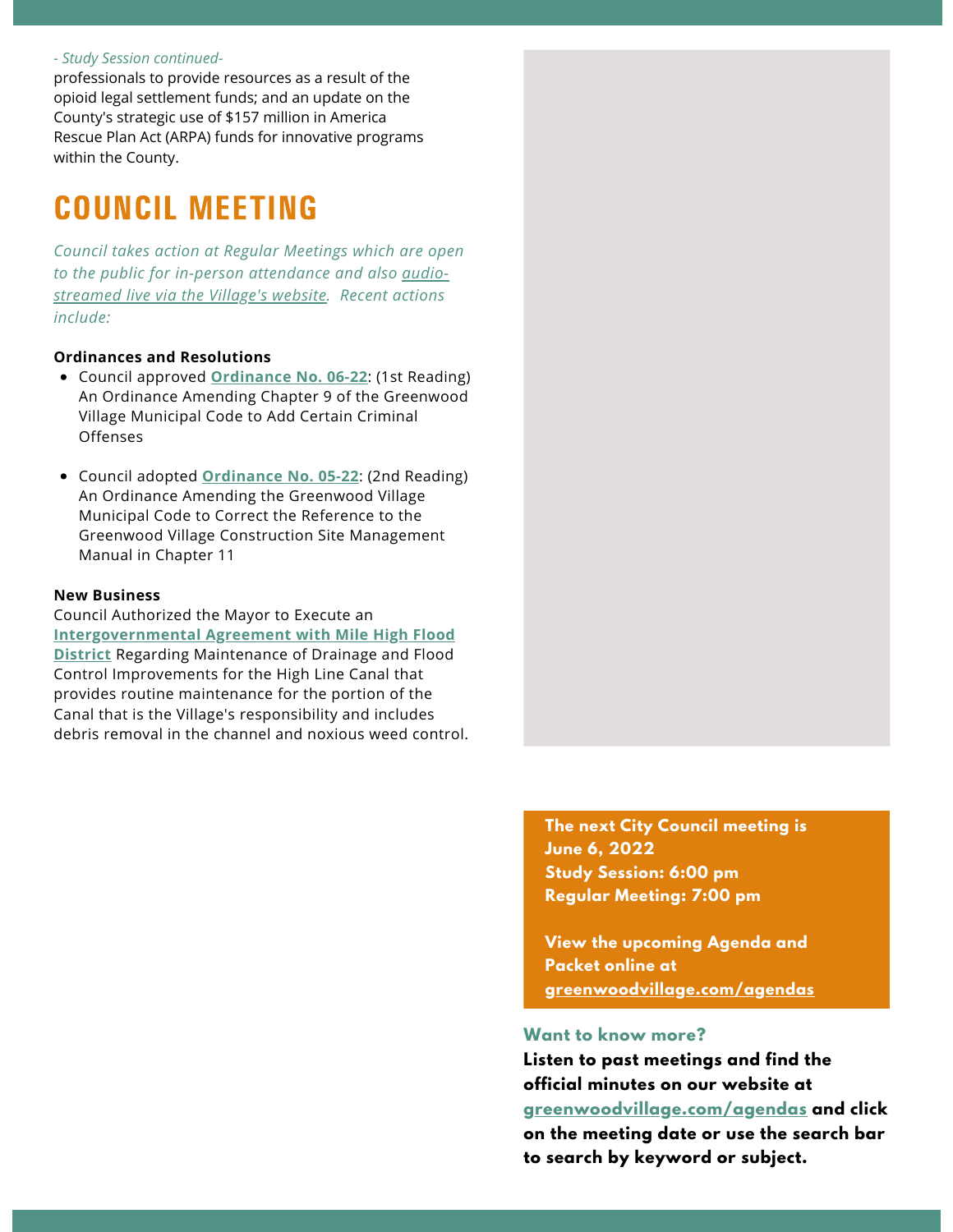*- Study Session continued-*

professionals to provide resources as a result of the opioid legal settlement funds; and an update on the County's strategic use of $157 million in America Rescue Plan Act (ARPA) funds for innovative programs within the County.

# COUNCIL MEETING

*Council takes action at Regular Meetings which are open to the public for in-person attendance and also audio-streamed live via the Village's website. Recent actions include:*

**Ordinances and Resolutions**

- Council approved **Ordinance No. 06-22**: (1st Reading) An Ordinance Amending Chapter 9 of the Greenwood Village Municipal Code to Add Certain Criminal Offenses
- Council adopted **Ordinance No. 05-22**: (2nd Reading) An Ordinance Amending the Greenwood Village Municipal Code to Correct the Reference to the Greenwood Village Construction Site Management Manual in Chapter 11

**New Business**

Council Authorized the Mayor to Execute an **Intergovernmental Agreement with Mile High Flood District** Regarding Maintenance of Drainage and Flood Control Improvements for the High Line Canal that provides routine maintenance for the portion of the Canal that is the Village's responsibility and includes debris removal in the channel and noxious weed control.

**The next City Council meeting is June 6, 2022**
**Study Session: 6:00 pm**
**Regular Meeting: 7:00 pm**

**View the upcoming Agenda and Packet online at greenwoodvillage.com/agendas**

**Want to know more?**

**Listen to past meetings and find the official minutes on our website at greenwoodvillage.com/agendas and click on the meeting date or use the search bar to search by keyword or subject.**